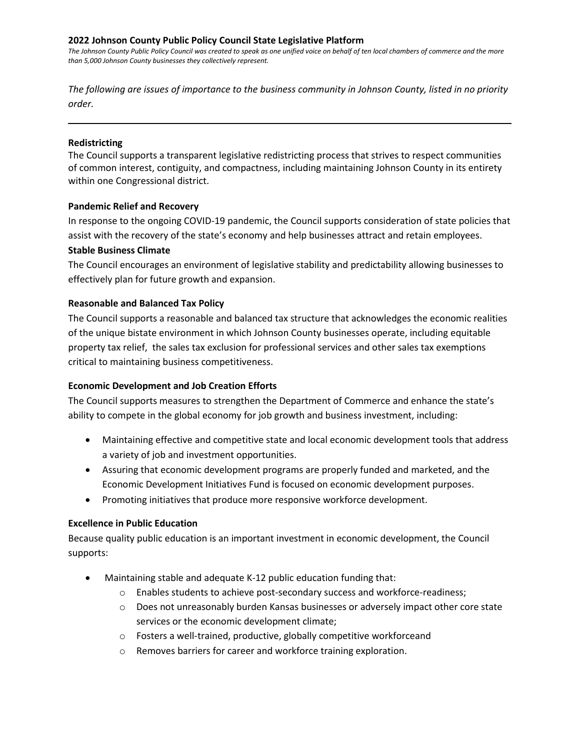**2022 Johnson County Public Policy Council State Legislative Platform**

*The Johnson County Public Policy Council was created to speak as one unified voice on behalf of ten local chambers of commerce and the more than 5,000 Johnson County businesses they collectively represent.*

*The following are issues of importance to the business community in Johnson County, listed in no priority order.*

---

**Redistricting**

The Council supports a transparent legislative redistricting process that strives to respect communities of common interest, contiguity, and compactness, including maintaining Johnson County in its entirety within one Congressional district.

**Pandemic Relief and Recovery**

In response to the ongoing COVID-19 pandemic, the Council supports consideration of state policies that assist with the recovery of the state's economy and help businesses attract and retain employees.

**Stable Business Climate**

The Council encourages an environment of legislative stability and predictability allowing businesses to effectively plan for future growth and expansion.

**Reasonable and Balanced Tax Policy**

The Council supports a reasonable and balanced tax structure that acknowledges the economic realities of the unique bistate environment in which Johnson County businesses operate, including equitable property tax relief, the sales tax exclusion for professional services and other sales tax exemptions critical to maintaining business competitiveness.

**Economic Development and Job Creation Efforts**

The Council supports measures to strengthen the Department of Commerce and enhance the state's ability to compete in the global economy for job growth and business investment, including:

- Maintaining effective and competitive state and local economic development tools that address a variety of job and investment opportunities.
- Assuring that economic development programs are properly funded and marketed, and the Economic Development Initiatives Fund is focused on economic development purposes.
- Promoting initiatives that produce more responsive workforce development.

**Excellence in Public Education**

Because quality public education is an important investment in economic development, the Council supports:

- Maintaining stable and adequate K-12 public education funding that:
    - Enables students to achieve post-secondary success and workforce-readiness;
    - Does not unreasonably burden Kansas businesses or adversely impact other core state services or the economic development climate;
    - Fosters a well-trained, productive, globally competitive workforceand
    - Removes barriers for career and workforce training exploration.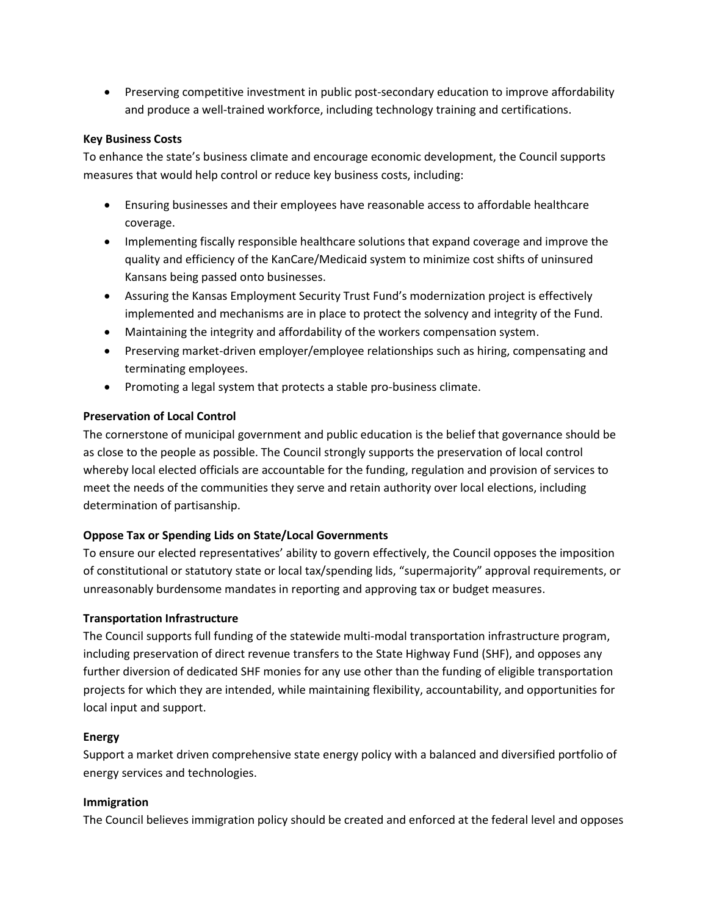- Preserving competitive investment in public post-secondary education to improve affordability and produce a well-trained workforce, including technology training and certifications.

**Key Business Costs**

To enhance the state's business climate and encourage economic development, the Council supports measures that would help control or reduce key business costs, including:

- Ensuring businesses and their employees have reasonable access to affordable healthcare coverage.
- Implementing fiscally responsible healthcare solutions that expand coverage and improve the quality and efficiency of the KanCare/Medicaid system to minimize cost shifts of uninsured Kansans being passed onto businesses.
- Assuring the Kansas Employment Security Trust Fund's modernization project is effectively implemented and mechanisms are in place to protect the solvency and integrity of the Fund.
- Maintaining the integrity and affordability of the workers compensation system.
- Preserving market-driven employer/employee relationships such as hiring, compensating and terminating employees.
- Promoting a legal system that protects a stable pro-business climate.

**Preservation of Local Control**

The cornerstone of municipal government and public education is the belief that governance should be as close to the people as possible. The Council strongly supports the preservation of local control whereby local elected officials are accountable for the funding, regulation and provision of services to meet the needs of the communities they serve and retain authority over local elections, including determination of partisanship.

**Oppose Tax or Spending Lids on State/Local Governments**

To ensure our elected representatives' ability to govern effectively, the Council opposes the imposition of constitutional or statutory state or local tax/spending lids, "supermajority" approval requirements, or unreasonably burdensome mandates in reporting and approving tax or budget measures.

**Transportation Infrastructure**

The Council supports full funding of the statewide multi-modal transportation infrastructure program, including preservation of direct revenue transfers to the State Highway Fund (SHF), and opposes any further diversion of dedicated SHF monies for any use other than the funding of eligible transportation projects for which they are intended, while maintaining flexibility, accountability, and opportunities for local input and support.

**Energy**

Support a market driven comprehensive state energy policy with a balanced and diversified portfolio of energy services and technologies.

**Immigration**

The Council believes immigration policy should be created and enforced at the federal level and opposes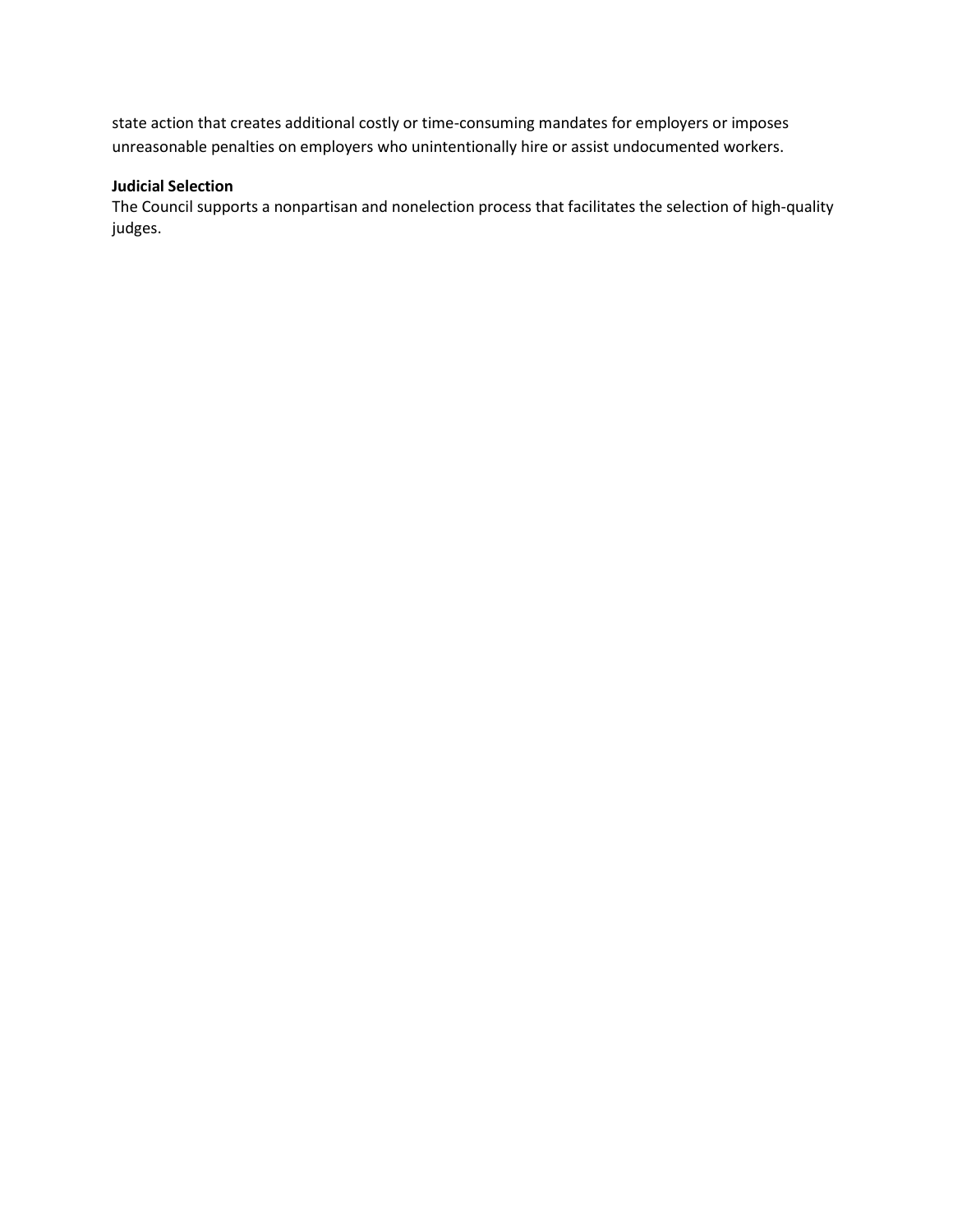state action that creates additional costly or time-consuming mandates for employers or imposes unreasonable penalties on employers who unintentionally hire or assist undocumented workers.

**Judicial Selection**

The Council supports a nonpartisan and nonelection process that facilitates the selection of high-quality judges.